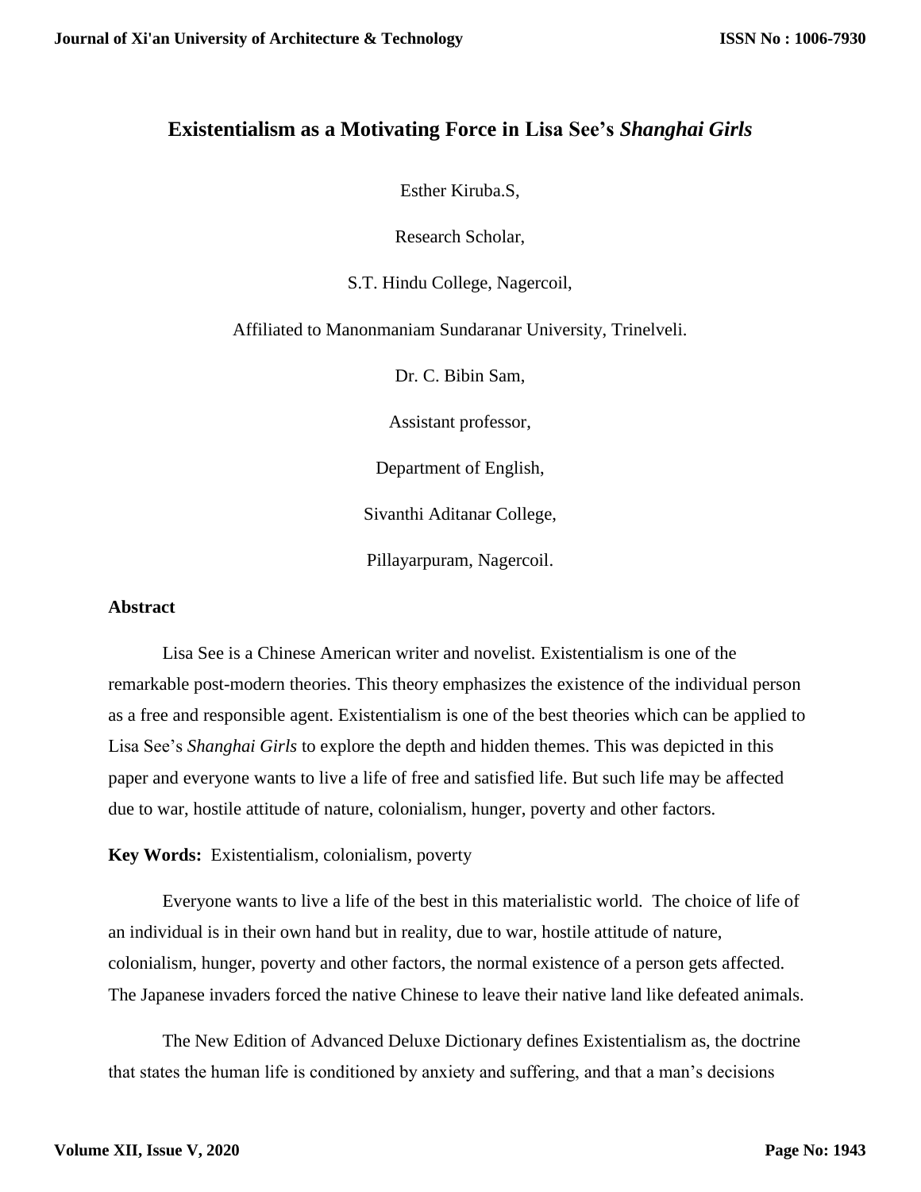# Existentialism as a Motivating Force in Lisa See's *Shanghai Girls*

Esther Kiruba.S,

Research Scholar,

S.T. Hindu College, Nagercoil,

Affiliated to Manonmaniam Sundaranar University, Trinelveli.

Dr. C. Bibin Sam,

Assistant professor,

Department of English,

Sivanthi Aditanar College,

Pillayarpuram, Nagercoil.

**Abstract**

Lisa See is a Chinese American writer and novelist. Existentialism is one of the remarkable post-modern theories. This theory emphasizes the existence of the individual person as a free and responsible agent. Existentialism is one of the best theories which can be applied to Lisa See's *Shanghai Girls* to explore the depth and hidden themes. This was depicted in this paper and everyone wants to live a life of free and satisfied life. But such life may be affected due to war, hostile attitude of nature, colonialism, hunger, poverty and other factors.

**Key Words:** Existentialism, colonialism, poverty

Everyone wants to live a life of the best in this materialistic world. The choice of life of an individual is in their own hand but in reality, due to war, hostile attitude of nature, colonialism, hunger, poverty and other factors, the normal existence of a person gets affected. The Japanese invaders forced the native Chinese to leave their native land like defeated animals.

The New Edition of Advanced Deluxe Dictionary defines Existentialism as, the doctrine that states the human life is conditioned by anxiety and suffering, and that a man's decisions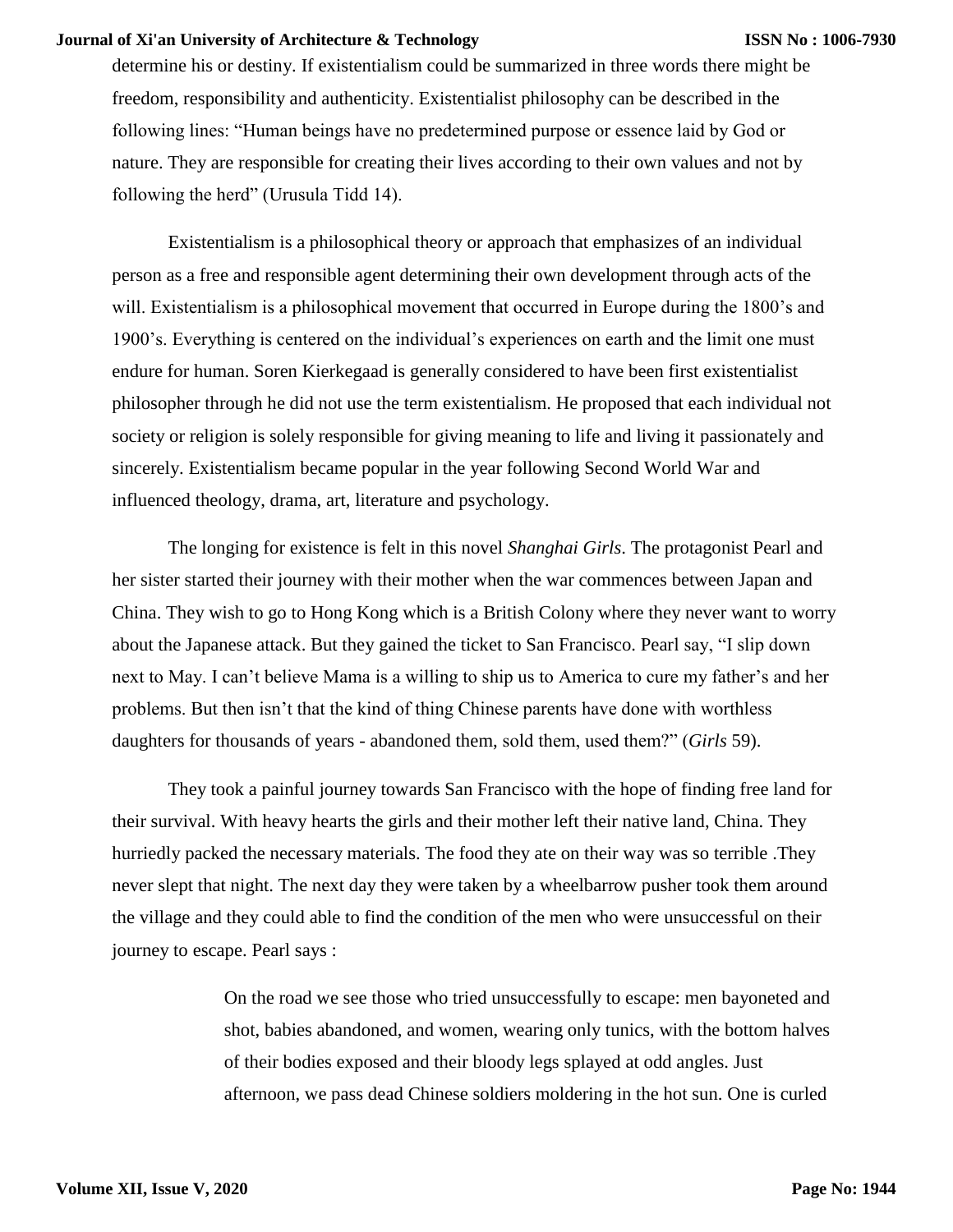determine his or destiny. If existentialism could be summarized in three words there might be freedom, responsibility and authenticity. Existentialist philosophy can be described in the following lines: "Human beings have no predetermined purpose or essence laid by God or nature. They are responsible for creating their lives according to their own values and not by following the herd" (Urusula Tidd 14).

Existentialism is a philosophical theory or approach that emphasizes of an individual person as a free and responsible agent determining their own development through acts of the will. Existentialism is a philosophical movement that occurred in Europe during the 1800's and 1900's. Everything is centered on the individual's experiences on earth and the limit one must endure for human. Soren Kierkegaad is generally considered to have been first existentialist philosopher through he did not use the term existentialism. He proposed that each individual not society or religion is solely responsible for giving meaning to life and living it passionately and sincerely. Existentialism became popular in the year following Second World War and influenced theology, drama, art, literature and psychology.

The longing for existence is felt in this novel *Shanghai Girls*. The protagonist Pearl and her sister started their journey with their mother when the war commences between Japan and China. They wish to go to Hong Kong which is a British Colony where they never want to worry about the Japanese attack. But they gained the ticket to San Francisco. Pearl say, "I slip down next to May. I can't believe Mama is a willing to ship us to America to cure my father's and her problems. But then isn't that the kind of thing Chinese parents have done with worthless daughters for thousands of years - abandoned them, sold them, used them?" (*Girls* 59).

They took a painful journey towards San Francisco with the hope of finding free land for their survival. With heavy hearts the girls and their mother left their native land, China. They hurriedly packed the necessary materials. The food they ate on their way was so terrible .They never slept that night. The next day they were taken by a wheelbarrow pusher took them around the village and they could able to find the condition of the men who were unsuccessful on their journey to escape. Pearl says :

> On the road we see those who tried unsuccessfully to escape: men bayoneted and shot, babies abandoned, and women, wearing only tunics, with the bottom halves of their bodies exposed and their bloody legs splayed at odd angles. Just afternoon, we pass dead Chinese soldiers moldering in the hot sun. One is curled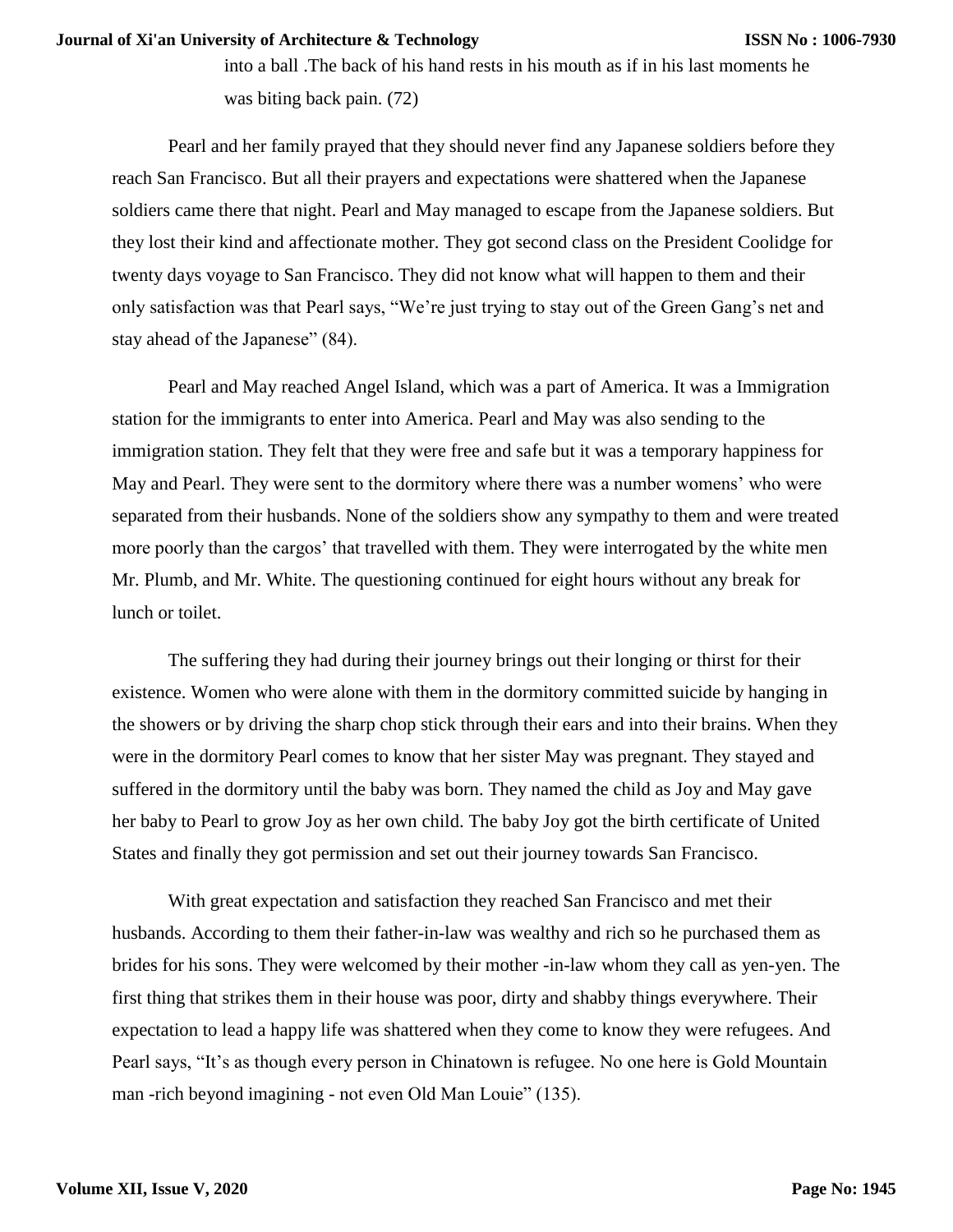into a ball .The back of his hand rests in his mouth as if in his last moments he was biting back pain. (72)

Pearl and her family prayed that they should never find any Japanese soldiers before they reach San Francisco. But all their prayers and expectations were shattered when the Japanese soldiers came there that night. Pearl and May managed to escape from the Japanese soldiers. But they lost their kind and affectionate mother. They got second class on the President Coolidge for twenty days voyage to San Francisco. They did not know what will happen to them and their only satisfaction was that Pearl says, "We're just trying to stay out of the Green Gang's net and stay ahead of the Japanese" (84).

Pearl and May reached Angel Island, which was a part of America. It was a Immigration station for the immigrants to enter into America. Pearl and May was also sending to the immigration station. They felt that they were free and safe but it was a temporary happiness for May and Pearl. They were sent to the dormitory where there was a number womens' who were separated from their husbands. None of the soldiers show any sympathy to them and were treated more poorly than the cargos' that travelled with them. They were interrogated by the white men Mr. Plumb, and Mr. White. The questioning continued for eight hours without any break for lunch or toilet.

The suffering they had during their journey brings out their longing or thirst for their existence. Women who were alone with them in the dormitory committed suicide by hanging in the showers or by driving the sharp chop stick through their ears and into their brains. When they were in the dormitory Pearl comes to know that her sister May was pregnant. They stayed and suffered in the dormitory until the baby was born. They named the child as Joy and May gave her baby to Pearl to grow Joy as her own child. The baby Joy got the birth certificate of United States and finally they got permission and set out their journey towards San Francisco.

With great expectation and satisfaction they reached San Francisco and met their husbands. According to them their father-in-law was wealthy and rich so he purchased them as brides for his sons. They were welcomed by their mother -in-law whom they call as yen-yen. The first thing that strikes them in their house was poor, dirty and shabby things everywhere. Their expectation to lead a happy life was shattered when they come to know they were refugees. And Pearl says, "It's as though every person in Chinatown is refugee. No one here is Gold Mountain man -rich beyond imagining - not even Old Man Louie" (135).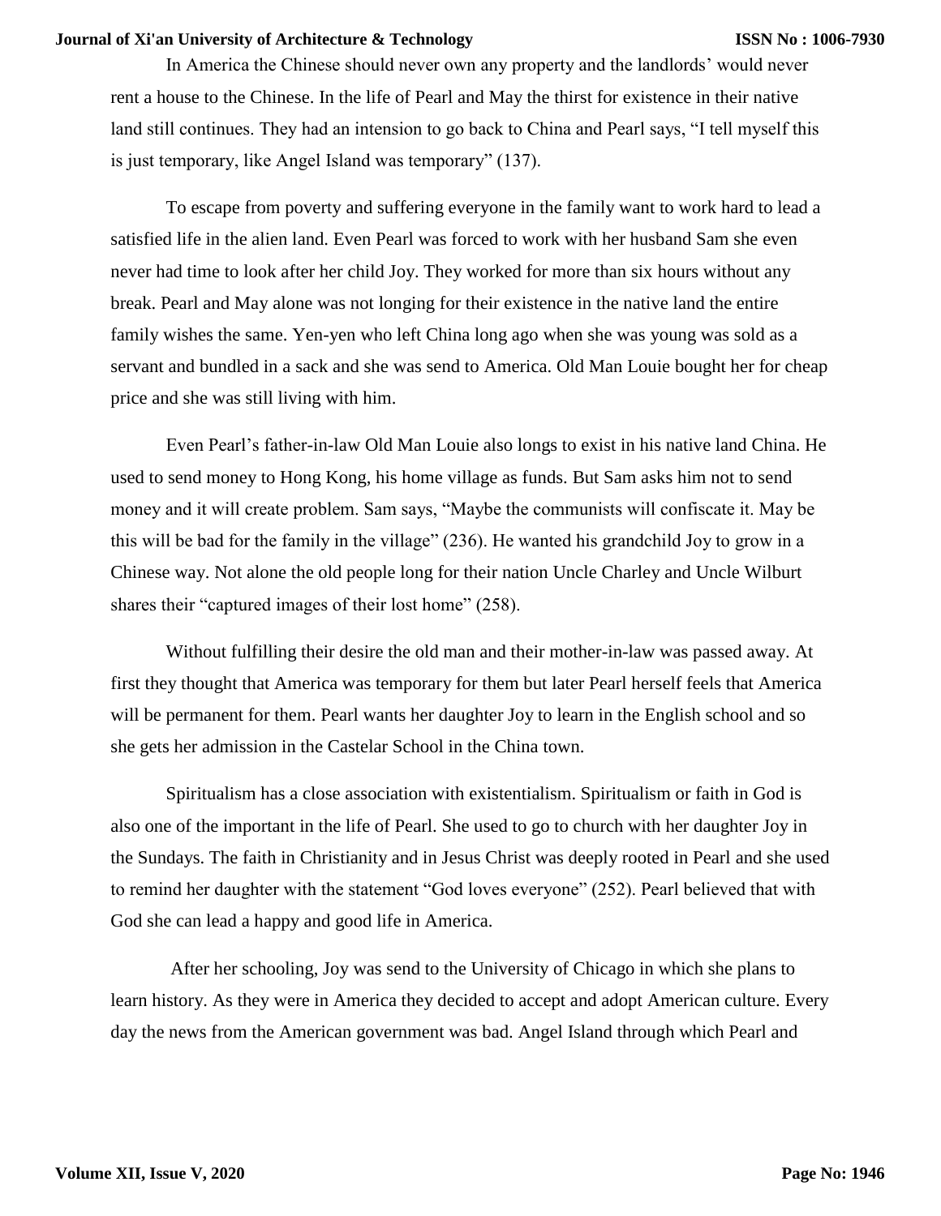In America the Chinese should never own any property and the landlords' would never rent a house to the Chinese. In the life of Pearl and May the thirst for existence in their native land still continues. They had an intension to go back to China and Pearl says, "I tell myself this is just temporary, like Angel Island was temporary" (137).

To escape from poverty and suffering everyone in the family want to work hard to lead a satisfied life in the alien land. Even Pearl was forced to work with her husband Sam she even never had time to look after her child Joy. They worked for more than six hours without any break. Pearl and May alone was not longing for their existence in the native land the entire family wishes the same. Yen-yen who left China long ago when she was young was sold as a servant and bundled in a sack and she was send to America. Old Man Louie bought her for cheap price and she was still living with him.

Even Pearl's father-in-law Old Man Louie also longs to exist in his native land China. He used to send money to Hong Kong, his home village as funds. But Sam asks him not to send money and it will create problem. Sam says, "Maybe the communists will confiscate it. May be this will be bad for the family in the village" (236). He wanted his grandchild Joy to grow in a Chinese way. Not alone the old people long for their nation Uncle Charley and Uncle Wilburt shares their "captured images of their lost home" (258).

Without fulfilling their desire the old man and their mother-in-law was passed away. At first they thought that America was temporary for them but later Pearl herself feels that America will be permanent for them. Pearl wants her daughter Joy to learn in the English school and so she gets her admission in the Castelar School in the China town.

Spiritualism has a close association with existentialism. Spiritualism or faith in God is also one of the important in the life of Pearl. She used to go to church with her daughter Joy in the Sundays. The faith in Christianity and in Jesus Christ was deeply rooted in Pearl and she used to remind her daughter with the statement "God loves everyone" (252). Pearl believed that with God she can lead a happy and good life in America.

After her schooling, Joy was send to the University of Chicago in which she plans to learn history. As they were in America they decided to accept and adopt American culture. Every day the news from the American government was bad. Angel Island through which Pearl and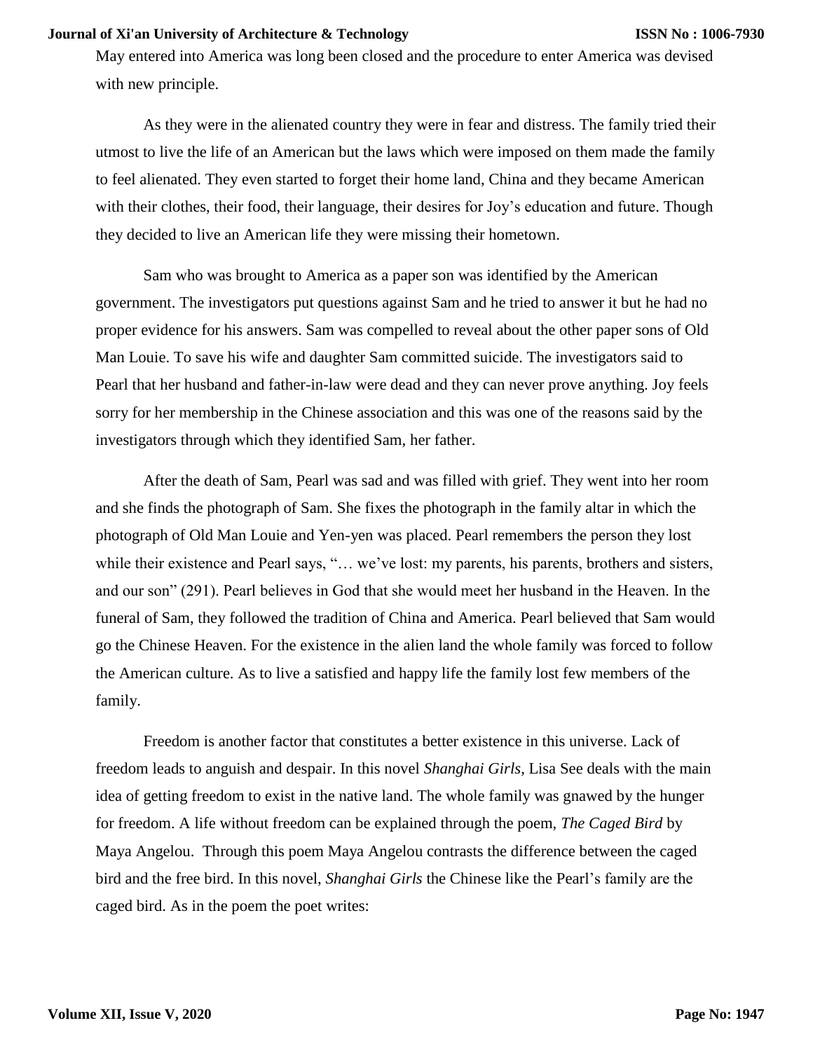May entered into America was long been closed and the procedure to enter America was devised with new principle.

As they were in the alienated country they were in fear and distress. The family tried their utmost to live the life of an American but the laws which were imposed on them made the family to feel alienated. They even started to forget their home land, China and they became American with their clothes, their food, their language, their desires for Joy's education and future. Though they decided to live an American life they were missing their hometown.

Sam who was brought to America as a paper son was identified by the American government. The investigators put questions against Sam and he tried to answer it but he had no proper evidence for his answers. Sam was compelled to reveal about the other paper sons of Old Man Louie. To save his wife and daughter Sam committed suicide. The investigators said to Pearl that her husband and father-in-law were dead and they can never prove anything. Joy feels sorry for her membership in the Chinese association and this was one of the reasons said by the investigators through which they identified Sam, her father.

After the death of Sam, Pearl was sad and was filled with grief. They went into her room and she finds the photograph of Sam. She fixes the photograph in the family altar in which the photograph of Old Man Louie and Yen-yen was placed. Pearl remembers the person they lost while their existence and Pearl says, "… we've lost: my parents, his parents, brothers and sisters, and our son" (291). Pearl believes in God that she would meet her husband in the Heaven. In the funeral of Sam, they followed the tradition of China and America. Pearl believed that Sam would go the Chinese Heaven. For the existence in the alien land the whole family was forced to follow the American culture. As to live a satisfied and happy life the family lost few members of the family.

Freedom is another factor that constitutes a better existence in this universe. Lack of freedom leads to anguish and despair. In this novel *Shanghai Girls*, Lisa See deals with the main idea of getting freedom to exist in the native land. The whole family was gnawed by the hunger for freedom. A life without freedom can be explained through the poem, *The Caged Bird* by Maya Angelou. Through this poem Maya Angelou contrasts the difference between the caged bird and the free bird. In this novel, *Shanghai Girls* the Chinese like the Pearl's family are the caged bird. As in the poem the poet writes: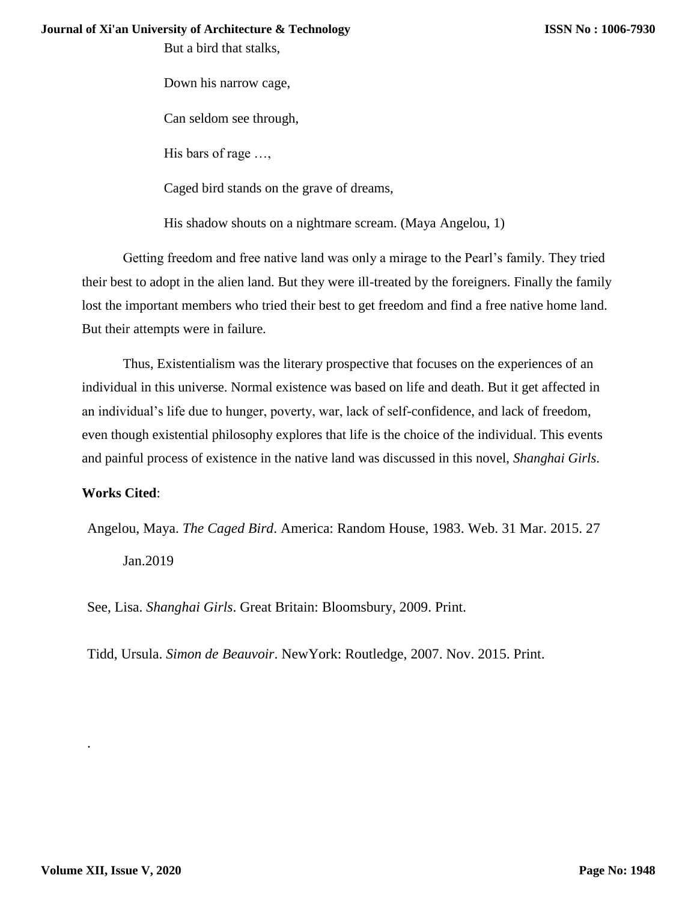But a bird that stalks,

Down his narrow cage,

Can seldom see through,

His bars of rage …,

Caged bird stands on the grave of dreams,

His shadow shouts on a nightmare scream. (Maya Angelou, 1)

Getting freedom and free native land was only a mirage to the Pearl's family. They tried their best to adopt in the alien land. But they were ill-treated by the foreigners. Finally the family lost the important members who tried their best to get freedom and find a free native home land. But their attempts were in failure.

Thus, Existentialism was the literary prospective that focuses on the experiences of an individual in this universe. Normal existence was based on life and death. But it get affected in an individual's life due to hunger, poverty, war, lack of self-confidence, and lack of freedom, even though existential philosophy explores that life is the choice of the individual. This events and painful process of existence in the native land was discussed in this novel, *Shanghai Girls*.

**Works Cited**:

Angelou, Maya. *The Caged Bird*. America: Random House, 1983. Web. 31 Mar. 2015. 27 Jan.2019

See, Lisa. *Shanghai Girls*. Great Britain: Bloomsbury, 2009. Print.

Tidd, Ursula. *Simon de Beauvoir*. NewYork: Routledge, 2007. Nov. 2015. Print.